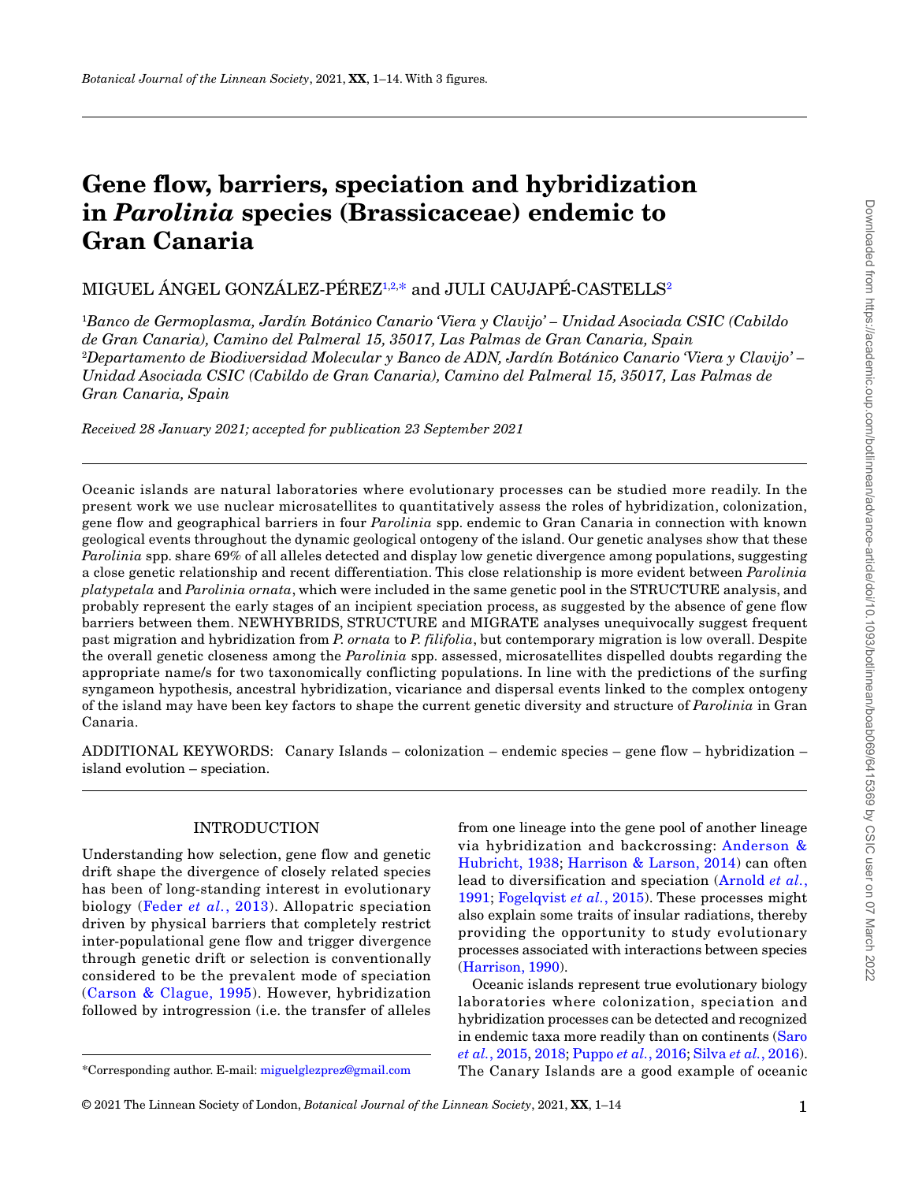# Gene flow, barriers, speciation and hybridization in *Parolinia* species (Brassicaceae) endemic to Gran Canaria

MIGUEL ÁNGEL GONZÁLEZ-PÉREZ[1,2,*] and JULI CAUJAPÉ-CASTELLS[2]

[1]*Banco de Germoplasma, Jardín Botánico Canario 'Viera y Clavijo' – Unidad Asociada CSIC (Cabildo de Gran Canaria), Camino del Palmeral 15, 35017, Las Palmas de Gran Canaria, Spain*
[2]*Departamento de Biodiversidad Molecular y Banco de ADN, Jardín Botánico Canario 'Viera y Clavijo' – Unidad Asociada CSIC (Cabildo de Gran Canaria), Camino del Palmeral 15, 35017, Las Palmas de Gran Canaria, Spain*

*Received 28 January 2021; accepted for publication 23 September 2021*

Oceanic islands are natural laboratories where evolutionary processes can be studied more readily. In the present work we use nuclear microsatellites to quantitatively assess the roles of hybridization, colonization, gene flow and geographical barriers in four *Parolinia* spp. endemic to Gran Canaria in connection with known geological events throughout the dynamic geological ontogeny of the island. Our genetic analyses show that these *Parolinia* spp. share 69% of all alleles detected and display low genetic divergence among populations, suggesting a close genetic relationship and recent differentiation. This close relationship is more evident between *Parolinia platypetala* and *Parolinia ornata*, which were included in the same genetic pool in the STRUCTURE analysis, and probably represent the early stages of an incipient speciation process, as suggested by the absence of gene flow barriers between them. NEWHYBRIDS, STRUCTURE and MIGRATE analyses unequivocally suggest frequent past migration and hybridization from *P. ornata* to *P. filifolia*, but contemporary migration is low overall. Despite the overall genetic closeness among the *Parolinia* spp. assessed, microsatellites dispelled doubts regarding the appropriate name/s for two taxonomically conflicting populations. In line with the predictions of the surfing syngameon hypothesis, ancestral hybridization, vicariance and dispersal events linked to the complex ontogeny of the island may have been key factors to shape the current genetic diversity and structure of *Parolinia* in Gran Canaria.

ADDITIONAL KEYWORDS: Canary Islands – colonization – endemic species – gene flow – hybridization – island evolution – speciation.

## INTRODUCTION

Understanding how selection, gene flow and genetic drift shape the divergence of closely related species has been of long-standing interest in evolutionary biology (Feder *et al.*, 2013). Allopatric speciation driven by physical barriers that completely restrict inter-populational gene flow and trigger divergence through genetic drift or selection is conventionally considered to be the prevalent mode of speciation (Carson & Clague, 1995). However, hybridization followed by introgression (i.e. the transfer of alleles from one lineage into the gene pool of another lineage via hybridization and backcrossing: Anderson & Hubricht, 1938; Harrison & Larson, 2014) can often lead to diversification and speciation (Arnold *et al.*, 1991; Fogelqvist *et al.*, 2015). These processes might also explain some traits of insular radiations, thereby providing the opportunity to study evolutionary processes associated with interactions between species (Harrison, 1990).

Oceanic islands represent true evolutionary biology laboratories where colonization, speciation and hybridization processes can be detected and recognized in endemic taxa more readily than on continents (Saro *et al.*, 2015, 2018; Puppo *et al.*, 2016; Silva *et al.*, 2016). The Canary Islands are a good example of oceanic

*Corresponding author. E-mail: miguelglezprez@gmail.com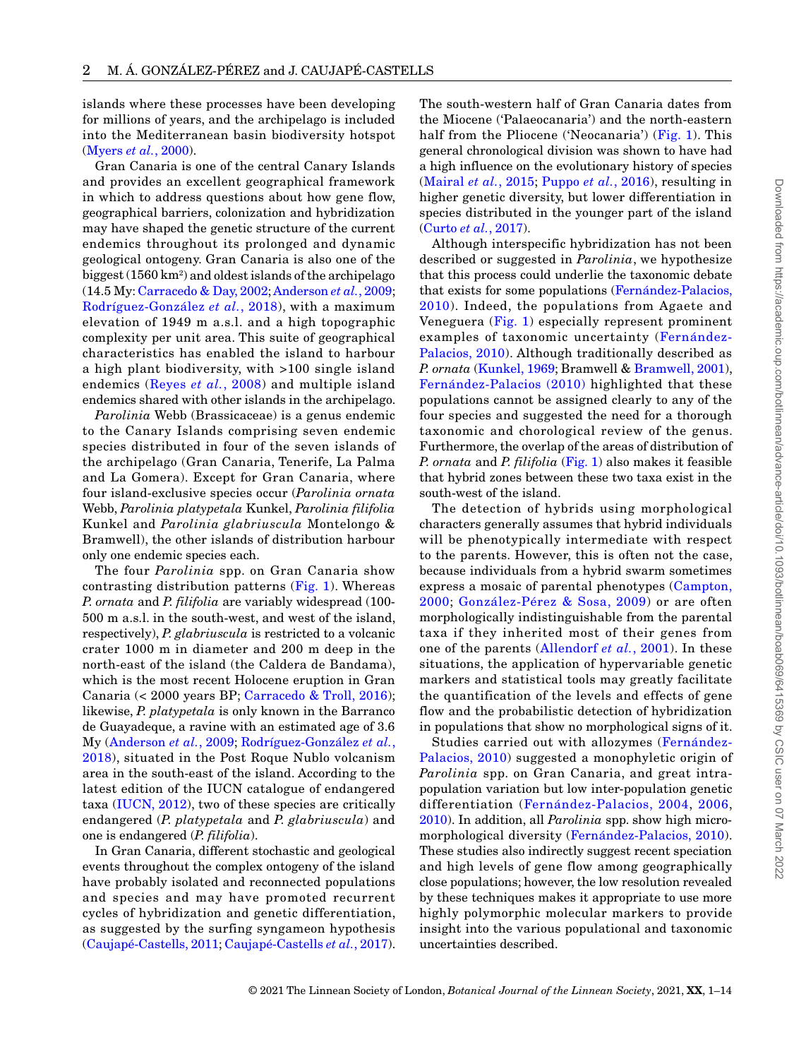islands where these processes have been developing for millions of years, and the archipelago is included into the Mediterranean basin biodiversity hotspot (Myers *et al.*, 2000).

Gran Canaria is one of the central Canary Islands and provides an excellent geographical framework in which to address questions about how gene flow, geographical barriers, colonization and hybridization may have shaped the genetic structure of the current endemics throughout its prolonged and dynamic geological ontogeny. Gran Canaria is also one of the biggest (1560 km$^2$) and oldest islands of the archipelago (14.5 My: Carracedo & Day, 2002; Anderson *et al.*, 2009; Rodríguez-González *et al.*, 2018), with a maximum elevation of 1949 m a.s.l. and a high topographic complexity per unit area. This suite of geographical characteristics has enabled the island to harbour a high plant biodiversity, with >100 single island endemics (Reyes *et al.*, 2008) and multiple island endemics shared with other islands in the archipelago.

*Parolinia* Webb (Brassicaceae) is a genus endemic to the Canary Islands comprising seven endemic species distributed in four of the seven islands of the archipelago (Gran Canaria, Tenerife, La Palma and La Gomera). Except for Gran Canaria, where four island-exclusive species occur (*Parolinia ornata* Webb, *Parolinia platypetala* Kunkel, *Parolinia filifolia* Kunkel and *Parolinia glabriuscula* Montelongo & Bramwell), the other islands of distribution harbour only one endemic species each.

The four *Parolinia* spp. on Gran Canaria show contrasting distribution patterns (Fig. 1). Whereas *P. ornata* and *P. filifolia* are variably widespread (100-500 m a.s.l. in the south-west, and west of the island, respectively), *P. glabriuscula* is restricted to a volcanic crater 1000 m in diameter and 200 m deep in the north-east of the island (the Caldera de Bandama), which is the most recent Holocene eruption in Gran Canaria (< 2000 years BP; Carracedo & Troll, 2016); likewise, *P. platypetala* is only known in the Barranco de Guayadeque, a ravine with an estimated age of 3.6 My (Anderson *et al.*, 2009; Rodríguez-González *et al.*, 2018), situated in the Post Roque Nublo volcanism area in the south-east of the island. According to the latest edition of the IUCN catalogue of endangered taxa (IUCN, 2012), two of these species are critically endangered (*P. platypetala* and *P. glabriuscula*) and one is endangered (*P. filifolia*).

In Gran Canaria, different stochastic and geological events throughout the complex ontogeny of the island have probably isolated and reconnected populations and species and may have promoted recurrent cycles of hybridization and genetic differentiation, as suggested by the surfing syngameon hypothesis (Caujapé-Castells, 2011; Caujapé-Castells *et al.*, 2017). The south-western half of Gran Canaria dates from the Miocene ('Palaeocanaria') and the north-eastern half from the Pliocene ('Neocanaria') (Fig. 1). This general chronological division was shown to have had a high influence on the evolutionary history of species (Mairal *et al.*, 2015; Puppo *et al.*, 2016), resulting in higher genetic diversity, but lower differentiation in species distributed in the younger part of the island (Curto *et al.*, 2017).

Although interspecific hybridization has not been described or suggested in *Parolinia*, we hypothesize that this process could underlie the taxonomic debate that exists for some populations (Fernández-Palacios, 2010). Indeed, the populations from Agaete and Veneguera (Fig. 1) especially represent prominent examples of taxonomic uncertainty (Fernández-Palacios, 2010). Although traditionally described as *P. ornata* (Kunkel, 1969; Bramwell & Bramwell, 2001), Fernández-Palacios (2010) highlighted that these populations cannot be assigned clearly to any of the four species and suggested the need for a thorough taxonomic and chorological review of the genus. Furthermore, the overlap of the areas of distribution of *P. ornata* and *P. filifolia* (Fig. 1) also makes it feasible that hybrid zones between these two taxa exist in the south-west of the island.

The detection of hybrids using morphological characters generally assumes that hybrid individuals will be phenotypically intermediate with respect to the parents. However, this is often not the case, because individuals from a hybrid swarm sometimes express a mosaic of parental phenotypes (Campton, 2000; González-Pérez & Sosa, 2009) or are often morphologically indistinguishable from the parental taxa if they inherited most of their genes from one of the parents (Allendorf *et al.*, 2001). In these situations, the application of hypervariable genetic markers and statistical tools may greatly facilitate the quantification of the levels and effects of gene flow and the probabilistic detection of hybridization in populations that show no morphological signs of it.

Studies carried out with allozymes (Fernández-Palacios, 2010) suggested a monophyletic origin of *Parolinia* spp. on Gran Canaria, and great intra-population variation but low inter-population genetic differentiation (Fernández-Palacios, 2004, 2006, 2010). In addition, all *Parolinia* spp. show high micro-morphological diversity (Fernández-Palacios, 2010). These studies also indirectly suggest recent speciation and high levels of gene flow among geographically close populations; however, the low resolution revealed by these techniques makes it appropriate to use more highly polymorphic molecular markers to provide insight into the various populational and taxonomic uncertainties described.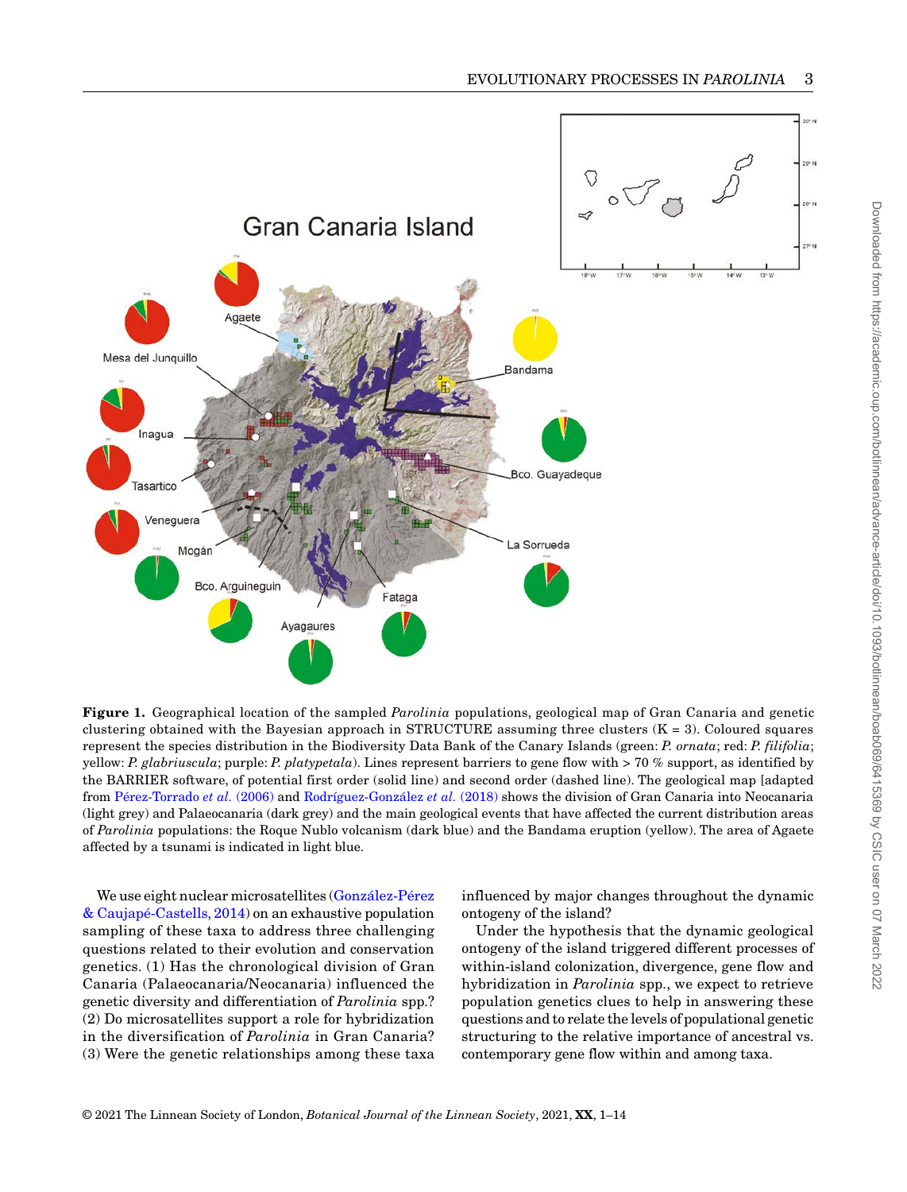**Figure 1.** Geographical location of the sampled *Parolinia* populations, geological map of Gran Canaria and genetic clustering obtained with the Bayesian approach in STRUCTURE assuming three clusters (K = 3). Coloured squares represent the species distribution in the Biodiversity Data Bank of the Canary Islands (green: *P. ornata*; red: *P. filifolia*; yellow: *P. glabriuscula*; purple: *P. platypetala*). Lines represent barriers to gene flow with > 70 % support, as identified by the BARRIER software, of potential first order (solid line) and second order (dashed line). The geological map [adapted from Pérez-Torrado *et al.* (2006) and Rodríguez-González *et al.* (2018) shows the division of Gran Canaria into Neocanaria (light grey) and Palaeocanaria (dark grey) and the main geological events that have affected the current distribution areas of *Parolinia* populations: the Roque Nublo volcanism (dark blue) and the Bandama eruption (yellow). The area of Agaete affected by a tsunami is indicated in light blue.

We use eight nuclear microsatellites (González-Pérez & Caujapé-Castells, 2014) on an exhaustive population sampling of these taxa to address three challenging questions related to their evolution and conservation genetics. (1) Has the chronological division of Gran Canaria (Palaeocanaria/Neocanaria) influenced the genetic diversity and differentiation of *Parolinia* spp.? (2) Do microsatellites support a role for hybridization in the diversification of *Parolinia* in Gran Canaria? (3) Were the genetic relationships among these taxa influenced by major changes throughout the dynamic ontogeny of the island?

Under the hypothesis that the dynamic geological ontogeny of the island triggered different processes of within-island colonization, divergence, gene flow and hybridization in *Parolinia* spp., we expect to retrieve population genetics clues to help in answering these questions and to relate the levels of populational genetic structuring to the relative importance of ancestral vs. contemporary gene flow within and among taxa.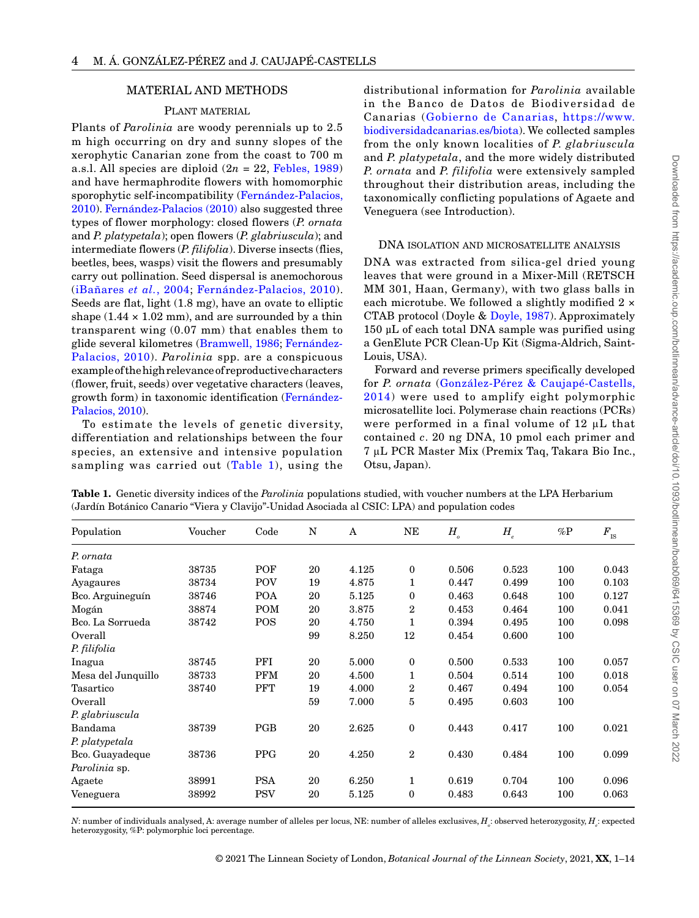## MATERIAL AND METHODS

### Plant material

Plants of *Parolinia* are woody perennials up to 2.5 m high occurring on dry and sunny slopes of the xerophytic Canarian zone from the coast to 700 m a.s.l. All species are diploid ($2n = 22$, Febles, 1989) and have hermaphrodite flowers with homomorphic sporophytic self-incompatibility (Fernández-Palacios, 2010). Fernández-Palacios (2010) also suggested three types of flower morphology: closed flowers (*P. ornata* and *P. platypetala*); open flowers (*P. glabriuscula*); and intermediate flowers (*P. filifolia*). Diverse insects (flies, beetles, bees, wasps) visit the flowers and presumably carry out pollination. Seed dispersal is anemochorous (iBañares *et al.*, 2004; Fernández-Palacios, 2010). Seeds are flat, light (1.8 mg), have an ovate to elliptic shape (1.44 × 1.02 mm), and are surrounded by a thin transparent wing (0.07 mm) that enables them to glide several kilometres (Bramwell, 1986; Fernández-Palacios, 2010). *Parolinia* spp. are a conspicuous example of the high relevance of reproductive characters (flower, fruit, seeds) over vegetative characters (leaves, growth form) in taxonomic identification (Fernández-Palacios, 2010).

To estimate the levels of genetic diversity, differentiation and relationships between the four species, an extensive and intensive population sampling was carried out (Table 1), using the distributional information for *Parolinia* available in the Banco de Datos de Biodiversidad de Canarias (Gobierno de Canarias, https://www.biodiversidadcanarias.es/biota). We collected samples from the only known localities of *P. glabriuscula* and *P. platypetala*, and the more widely distributed *P. ornata* and *P. filifolia* were extensively sampled throughout their distribution areas, including the taxonomically conflicting populations of Agaete and Veneguera (see Introduction).

### DNA isolation and microsatellite analysis

DNA was extracted from silica-gel dried young leaves that were ground in a Mixer-Mill (RETSCH MM 301, Haan, Germany), with two glass balls in each microtube. We followed a slightly modified 2 × CTAB protocol (Doyle & Doyle, 1987). Approximately 150 µL of each total DNA sample was purified using a GenElute PCR Clean-Up Kit (Sigma-Aldrich, Saint-Louis, USA).

Forward and reverse primers specifically developed for *P. ornata* (González-Pérez & Caujapé-Castells, 2014) were used to amplify eight polymorphic microsatellite loci. Polymerase chain reactions (PCRs) were performed in a final volume of 12 µL that contained *c.* 20 ng DNA, 10 pmol each primer and 7 µL PCR Master Mix (Premix Taq, Takara Bio Inc., Otsu, Japan).

**Table 1.** Genetic diversity indices of the *Parolinia* populations studied, with voucher numbers at the LPA Herbarium (Jardín Botánico Canario "Viera y Clavijo"-Unidad Asociada al CSIC: LPA) and population codes

| Population | Voucher | Code | N | A | NE | $H_o$ | $H_e$ | %P | $F_{IS}$ |
|---|---|---|---|---|---|---|---|---|---|
| *P. ornata* | | | | | | | | | |
| Fataga | 38735 | POF | 20 | 4.125 | 0 | 0.506 | 0.523 | 100 | 0.043 |
| Ayagaures | 38734 | POV | 19 | 4.875 | 1 | 0.447 | 0.499 | 100 | 0.103 |
| Bco. Arguineguín | 38746 | POA | 20 | 5.125 | 0 | 0.463 | 0.648 | 100 | 0.127 |
| Mogán | 38874 | POM | 20 | 3.875 | 2 | 0.453 | 0.464 | 100 | 0.041 |
| Bco. La Sorrueda | 38742 | POS | 20 | 4.750 | 1 | 0.394 | 0.495 | 100 | 0.098 |
| Overall | | | 99 | 8.250 | 12 | 0.454 | 0.600 | 100 | |
| *P. filifolia* | | | | | | | | | |
| Inagua | 38745 | PFI | 20 | 5.000 | 0 | 0.500 | 0.533 | 100 | 0.057 |
| Mesa del Junquillo | 38733 | PFM | 20 | 4.500 | 1 | 0.504 | 0.514 | 100 | 0.018 |
| Tasartico | 38740 | PFT | 19 | 4.000 | 2 | 0.467 | 0.494 | 100 | 0.054 |
| Overall | | | 59 | 7.000 | 5 | 0.495 | 0.603 | 100 | |
| *P. glabriuscula* | | | | | | | | | |
| Bandama | 38739 | PGB | 20 | 2.625 | 0 | 0.443 | 0.417 | 100 | 0.021 |
| *P. platypetala* | | | | | | | | | |
| Bco. Guayadeque | 38736 | PPG | 20 | 4.250 | 2 | 0.430 | 0.484 | 100 | 0.099 |
| *Parolinia* sp. | | | | | | | | | |
| Agaete | 38991 | PSA | 20 | 6.250 | 1 | 0.619 | 0.704 | 100 | 0.096 |
| Veneguera | 38992 | PSV | 20 | 5.125 | 0 | 0.483 | 0.643 | 100 | 0.063 |

*N*: number of individuals analysed, A: average number of alleles per locus, NE: number of alleles exclusives, $H_o$: observed heterozygosity, $H_e$: expected heterozygosity, %P: polymorphic loci percentage.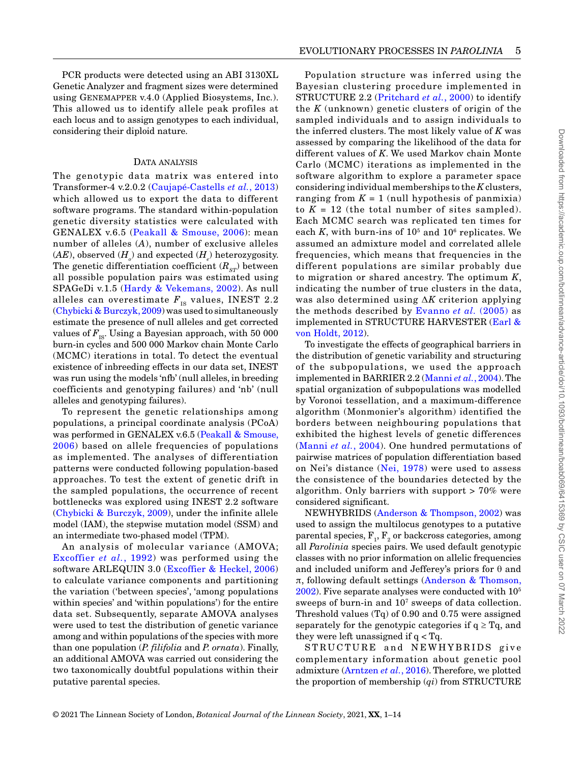PCR products were detected using an ABI 3130XL Genetic Analyzer and fragment sizes were determined using GeneMapper v.4.0 (Applied Biosystems, Inc.). This allowed us to identify allele peak profiles at each locus and to assign genotypes to each individual, considering their diploid nature.

## Data analysis

The genotypic data matrix was entered into Transformer-4 v.2.0.2 (Caujapé-Castells *et al.*, 2013) which allowed us to export the data to different software programs. The standard within-population genetic diversity statistics were calculated with GENALEX v.6.5 (Peakall & Smouse, 2006): mean number of alleles (*A*), number of exclusive alleles (*AE*), observed ($H_o$) and expected ($H_e$) heterozygosity. The genetic differentiation coefficient ($R_{ST}$) between all possible population pairs was estimated using SPAGeDi v.1.5 (Hardy & Vekemans, 2002). As null alleles can overestimate $F_{IS}$ values, INEST 2.2 (Chybicki & Burczyk, 2009) was used to simultaneously estimate the presence of null alleles and get corrected values of $F_{IS}$. Using a Bayesian approach, with 50 000 burn-in cycles and 500 000 Markov chain Monte Carlo (MCMC) iterations in total. To detect the eventual existence of inbreeding effects in our data set, INEST was run using the models 'nfb' (null alleles, in breeding coefficients and genotyping failures) and 'nb' (null alleles and genotyping failures).

To represent the genetic relationships among populations, a principal coordinate analysis (PCoA) was performed in GENALEX v.6.5 (Peakall & Smouse, 2006) based on allele frequencies of populations as implemented. The analyses of differentiation patterns were conducted following population-based approaches. To test the extent of genetic drift in the sampled populations, the occurrence of recent bottlenecks was explored using INEST 2.2 software (Chybicki & Burczyk, 2009), under the infinite allele model (IAM), the stepwise mutation model (SSM) and an intermediate two-phased model (TPM).

An analysis of molecular variance (AMOVA; Excoffier *et al.*, 1992) was performed using the software ARLEQUIN 3.0 (Excoffier & Heckel, 2006) to calculate variance components and partitioning the variation ('between species', 'among populations within species' and 'within populations') for the entire data set. Subsequently, separate AMOVA analyses were used to test the distribution of genetic variance among and within populations of the species with more than one population (*P. filifolia* and *P. ornata*). Finally, an additional AMOVA was carried out considering the two taxonomically doubtful populations within their putative parental species.

Population structure was inferred using the Bayesian clustering procedure implemented in STRUCTURE 2.2 (Pritchard *et al.*, 2000) to identify the *K* (unknown) genetic clusters of origin of the sampled individuals and to assign individuals to the inferred clusters. The most likely value of *K* was assessed by comparing the likelihood of the data for different values of *K*. We used Markov chain Monte Carlo (MCMC) iterations as implemented in the software algorithm to explore a parameter space considering individual memberships to the *K* clusters, ranging from $K = 1$ (null hypothesis of panmixia) to $K = 12$ (the total number of sites sampled). Each MCMC search was replicated ten times for each *K*, with burn-ins of $10^5$ and $10^6$ replicates. We assumed an admixture model and correlated allele frequencies, which means that frequencies in the different populations are similar probably due to migration or shared ancestry. The optimum *K*, indicating the number of true clusters in the data, was also determined using $\Delta K$ criterion applying the methods described by Evanno *et al.* (2005) as implemented in STRUCTURE HARVESTER (Earl & von Holdt, 2012).

To investigate the effects of geographical barriers in the distribution of genetic variability and structuring of the subpopulations, we used the approach implemented in BARRIER 2.2 (Manni *et al.*, 2004). The spatial organization of subpopulations was modelled by Voronoi tessellation, and a maximum-difference algorithm (Monmonier's algorithm) identified the borders between neighbouring populations that exhibited the highest levels of genetic differences (Manni *et al.*, 2004). One hundred permutations of pairwise matrices of population differentiation based on Nei's distance (Nei, 1978) were used to assess the consistence of the boundaries detected by the algorithm. Only barriers with support > 70% were considered significant.

NEWHYBRIDS (Anderson & Thompson, 2002) was used to assign the multilocus genotypes to a putative parental species, $F_1$, $F_2$ or backcross categories, among all *Parolinia* species pairs. We used default genotypic classes with no prior information on allelic frequencies and included uniform and Jefferey's priors for θ and π, following default settings (Anderson & Thomson, 2002). Five separate analyses were conducted with $10^5$ sweeps of burn-in and $10^7$ sweeps of data collection. Threshold values (Tq) of 0.90 and 0.75 were assigned separately for the genotypic categories if $q \geq Tq$, and they were left unassigned if $q < Tq$.

STRUCTURE and NEWHYBRIDS give complementary information about genetic pool admixture (Arntzen *et al.*, 2016). Therefore, we plotted the proportion of membership (*qi*) from STRUCTURE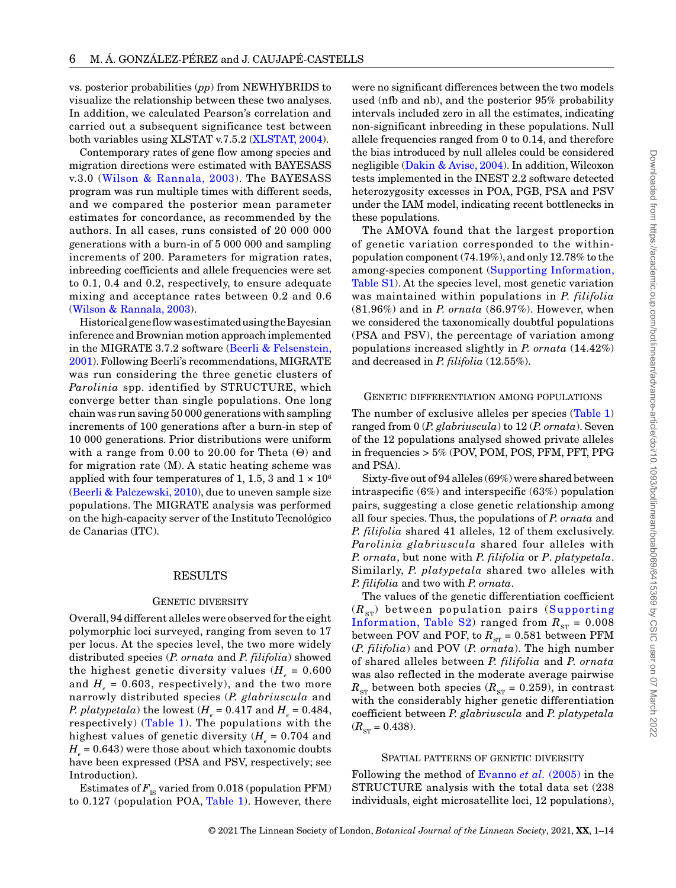vs. posterior probabilities (*pp*) from NEWHYBRIDS to visualize the relationship between these two analyses. In addition, we calculated Pearson's correlation and carried out a subsequent significance test between both variables using XLSTAT v.7.5.2 (XLSTAT, 2004).

Contemporary rates of gene flow among species and migration directions were estimated with BAYESASS v.3.0 (Wilson & Rannala, 2003). The BAYESASS program was run multiple times with different seeds, and we compared the posterior mean parameter estimates for concordance, as recommended by the authors. In all cases, runs consisted of 20 000 000 generations with a burn-in of 5 000 000 and sampling increments of 200. Parameters for migration rates, inbreeding coefficients and allele frequencies were set to 0.1, 0.4 and 0.2, respectively, to ensure adequate mixing and acceptance rates between 0.2 and 0.6 (Wilson & Rannala, 2003).

Historical gene flow was estimated using the Bayesian inference and Brownian motion approach implemented in the MIGRATE 3.7.2 software (Beerli & Felsenstein, 2001). Following Beerli's recommendations, MIGRATE was run considering the three genetic clusters of *Parolinia* spp. identified by STRUCTURE, which converge better than single populations. One long chain was run saving 50 000 generations with sampling increments of 100 generations after a burn-in step of 10 000 generations. Prior distributions were uniform with a range from 0.00 to 20.00 for Theta (Θ) and for migration rate (M). A static heating scheme was applied with four temperatures of 1, 1.5, 3 and $1 \times 10^6$ (Beerli & Palczewski, 2010), due to uneven sample size populations. The MIGRATE analysis was performed on the high-capacity server of the Instituto Tecnológico de Canarias (ITC).

## RESULTS

### Genetic diversity

Overall, 94 different alleles were observed for the eight polymorphic loci surveyed, ranging from seven to 17 per locus. At the species level, the two more widely distributed species (*P. ornata* and *P. filifolia*) showed the highest genetic diversity values ($H_e$ = 0.600 and $H_e$ = 0.603, respectively), and the two more narrowly distributed species (*P. glabriuscula* and *P. platypetala*) the lowest ($H_e$ = 0.417 and $H_e$ = 0.484, respectively) (Table 1). The populations with the highest values of genetic diversity ($H_e$ = 0.704 and $H_e$ = 0.643) were those about which taxonomic doubts have been expressed (PSA and PSV, respectively; see Introduction).

Estimates of $F_{IS}$ varied from 0.018 (population PFM) to 0.127 (population POA, Table 1). However, there were no significant differences between the two models used (nfb and nb), and the posterior 95% probability intervals included zero in all the estimates, indicating non-significant inbreeding in these populations. Null allele frequencies ranged from 0 to 0.14, and therefore the bias introduced by null alleles could be considered negligible (Dakin & Avise, 2004). In addition, Wilcoxon tests implemented in the INEST 2.2 software detected heterozygosity excesses in POA, PGB, PSA and PSV under the IAM model, indicating recent bottlenecks in these populations.

The AMOVA found that the largest proportion of genetic variation corresponded to the within-population component (74.19%), and only 12.78% to the among-species component (Supporting Information, Table S1). At the species level, most genetic variation was maintained within populations in *P. filifolia* (81.96%) and in *P. ornata* (86.97%). However, when we considered the taxonomically doubtful populations (PSA and PSV), the percentage of variation among populations increased slightly in *P. ornata* (14.42%) and decreased in *P. filifolia* (12.55%).

### Genetic differentiation among populations

The number of exclusive alleles per species (Table 1) ranged from 0 (*P. glabriuscula*) to 12 (*P. ornata*). Seven of the 12 populations analysed showed private alleles in frequencies > 5% (POV, POM, POS, PFM, PFT, PPG and PSA).

Sixty-five out of 94 alleles (69%) were shared between intraspecific (6%) and interspecific (63%) population pairs, suggesting a close genetic relationship among all four species. Thus, the populations of *P. ornata* and *P. filifolia* shared 41 alleles, 12 of them exclusively. *Parolinia glabriuscula* shared four alleles with *P. ornata*, but none with *P. filifolia* or *P. platypetala*. Similarly, *P. platypetala* shared two alleles with *P. filifolia* and two with *P. ornata*.

The values of the genetic differentiation coefficient ($R_{ST}$) between population pairs (Supporting Information, Table S2) ranged from $R_{ST}$ = 0.008 between POV and POF, to $R_{ST}$ = 0.581 between PFM (*P. filifolia*) and POV (*P. ornata*). The high number of shared alleles between *P. filifolia* and *P. ornata* was also reflected in the moderate average pairwise $R_{ST}$ between both species ($R_{ST}$ = 0.259), in contrast with the considerably higher genetic differentiation coefficient between *P. glabriuscula* and *P. platypetala* ($R_{ST}$ = 0.438).

### Spatial patterns of genetic diversity

Following the method of Evanno *et al.* (2005) in the STRUCTURE analysis with the total data set (238 individuals, eight microsatellite loci, 12 populations),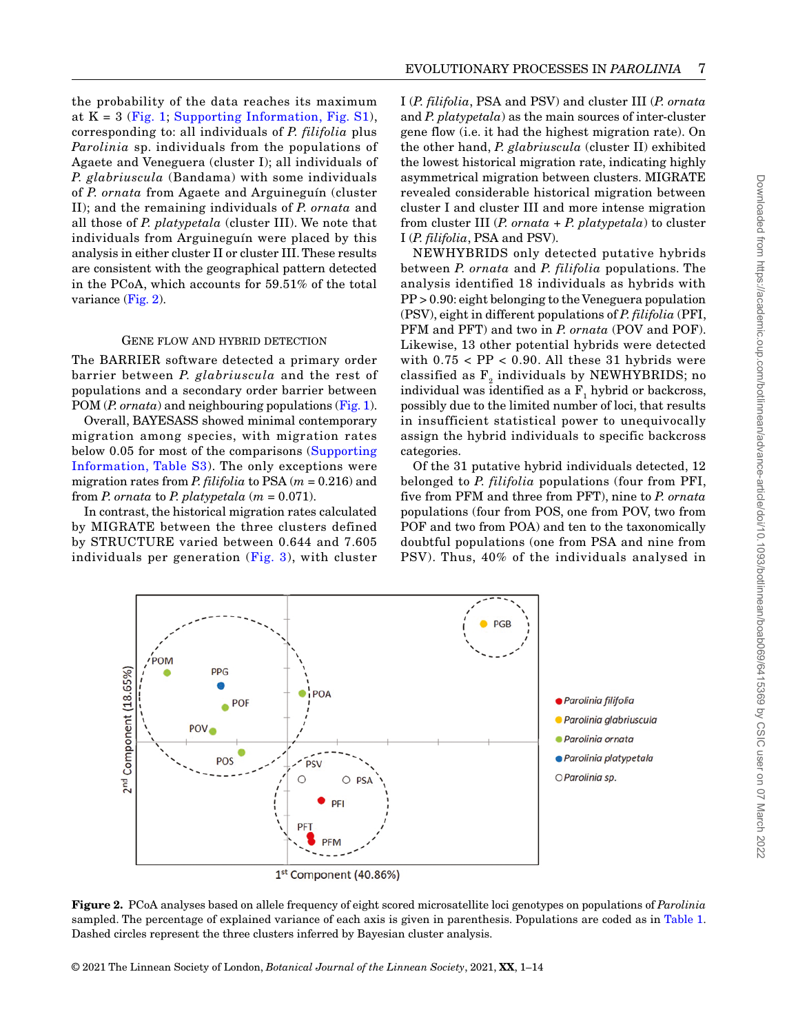the probability of the data reaches its maximum at K = 3 (Fig. 1; Supporting Information, Fig. S1), corresponding to: all individuals of *P. filifolia* plus *Parolinia* sp. individuals from the populations of Agaete and Veneguera (cluster I); all individuals of *P. glabriuscula* (Bandama) with some individuals of *P. ornata* from Agaete and Arguineguín (cluster II); and the remaining individuals of *P. ornata* and all those of *P. platypetala* (cluster III). We note that individuals from Arguineguín were placed by this analysis in either cluster II or cluster III. These results are consistent with the geographical pattern detected in the PCoA, which accounts for 59.51% of the total variance (Fig. 2).

### Gene flow and hybrid detection

The BARRIER software detected a primary order barrier between *P. glabriuscula* and the rest of populations and a secondary order barrier between POM (*P. ornata*) and neighbouring populations (Fig. 1).

Overall, BAYESASS showed minimal contemporary migration among species, with migration rates below 0.05 for most of the comparisons (Supporting Information, Table S3). The only exceptions were migration rates from *P. filifolia* to PSA ($m$ = 0.216) and from *P. ornata* to *P. platypetala* ($m$ = 0.071).

In contrast, the historical migration rates calculated by MIGRATE between the three clusters defined by STRUCTURE varied between 0.644 and 7.605 individuals per generation (Fig. 3), with cluster I (*P. filifolia*, PSA and PSV) and cluster III (*P. ornata* and *P. platypetala*) as the main sources of inter-cluster gene flow (i.e. it had the highest migration rate). On the other hand, *P. glabriuscula* (cluster II) exhibited the lowest historical migration rate, indicating highly asymmetrical migration between clusters. MIGRATE revealed considerable historical migration between cluster I and cluster III and more intense migration from cluster III (*P. ornata* + *P. platypetala*) to cluster I (*P. filifolia*, PSA and PSV).

NEWHYBRIDS only detected putative hybrids between *P. ornata* and *P. filifolia* populations. The analysis identified 18 individuals as hybrids with PP > 0.90: eight belonging to the Veneguera population (PSV), eight in different populations of *P. filifolia* (PFI, PFM and PFT) and two in *P. ornata* (POV and POF). Likewise, 13 other potential hybrids were detected with 0.75 < PP < 0.90. All these 31 hybrids were classified as $F_2$ individuals by NEWHYBRIDS; no individual was identified as a $F_1$ hybrid or backcross, possibly due to the limited number of loci, that results in insufficient statistical power to unequivocally assign the hybrid individuals to specific backcross categories.

Of the 31 putative hybrid individuals detected, 12 belonged to *P. filifolia* populations (four from PFI, five from PFM and three from PFT), nine to *P. ornata* populations (four from POS, one from POV, two from POF and two from POA) and ten to the taxonomically doubtful populations (one from PSA and nine from PSV). Thus, 40% of the individuals analysed in

**Figure 2.** PCoA analyses based on allele frequency of eight scored microsatellite loci genotypes on populations of *Parolinia* sampled. The percentage of explained variance of each axis is given in parenthesis. Populations are coded as in Table 1. Dashed circles represent the three clusters inferred by Bayesian cluster analysis.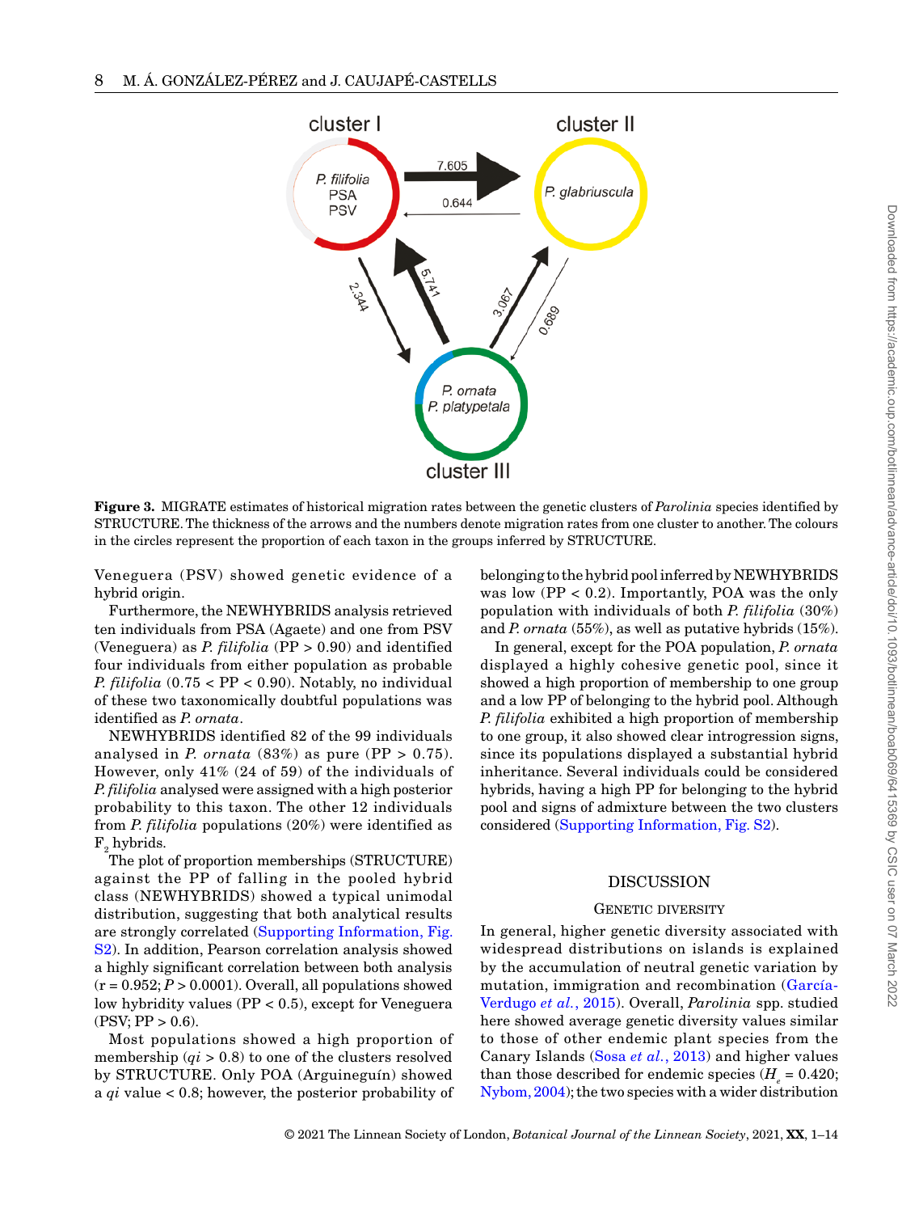**Figure 3.** MIGRATE estimates of historical migration rates between the genetic clusters of *Parolinia* species identified by STRUCTURE. The thickness of the arrows and the numbers denote migration rates from one cluster to another. The colours in the circles represent the proportion of each taxon in the groups inferred by STRUCTURE.

Veneguera (PSV) showed genetic evidence of a hybrid origin.

Furthermore, the NEWHYBRIDS analysis retrieved ten individuals from PSA (Agaete) and one from PSV (Veneguera) as *P. filifolia* (PP > 0.90) and identified four individuals from either population as probable *P. filifolia* (0.75 < PP < 0.90). Notably, no individual of these two taxonomically doubtful populations was identified as *P. ornata*.

NEWHYBRIDS identified 82 of the 99 individuals analysed in *P. ornata* (83%) as pure (PP > 0.75). However, only 41% (24 of 59) of the individuals of *P. filifolia* analysed were assigned with a high posterior probability to this taxon. The other 12 individuals from *P. filifolia* populations (20%) were identified as $F_2$ hybrids.

The plot of proportion memberships (STRUCTURE) against the PP of falling in the pooled hybrid class (NEWHYBRIDS) showed a typical unimodal distribution, suggesting that both analytical results are strongly correlated (Supporting Information, Fig. S2). In addition, Pearson correlation analysis showed a highly significant correlation between both analysis ($r = 0.952$; $P > 0.0001$). Overall, all populations showed low hybridity values (PP < 0.5), except for Veneguera (PSV; PP > 0.6).

Most populations showed a high proportion of membership ($qi > 0.8$) to one of the clusters resolved by STRUCTURE. Only POA (Arguineguín) showed a $qi$ value < 0.8; however, the posterior probability of belonging to the hybrid pool inferred by NEWHYBRIDS was low (PP < 0.2). Importantly, POA was the only population with individuals of both *P. filifolia* (30%) and *P. ornata* (55%), as well as putative hybrids (15%).

In general, except for the POA population, *P. ornata* displayed a highly cohesive genetic pool, since it showed a high proportion of membership to one group and a low PP of belonging to the hybrid pool. Although *P. filifolia* exhibited a high proportion of membership to one group, it also showed clear introgression signs, since its populations displayed a substantial hybrid inheritance. Several individuals could be considered hybrids, having a high PP for belonging to the hybrid pool and signs of admixture between the two clusters considered (Supporting Information, Fig. S2).

## DISCUSSION

### Genetic diversity

In general, higher genetic diversity associated with widespread distributions on islands is explained by the accumulation of neutral genetic variation by mutation, immigration and recombination (García-Verdugo *et al.*, 2015). Overall, *Parolinia* spp. studied here showed average genetic diversity values similar to those of other endemic plant species from the Canary Islands (Sosa *et al.*, 2013) and higher values than those described for endemic species ($H_e = 0.420$; Nybom, 2004); the two species with a wider distribution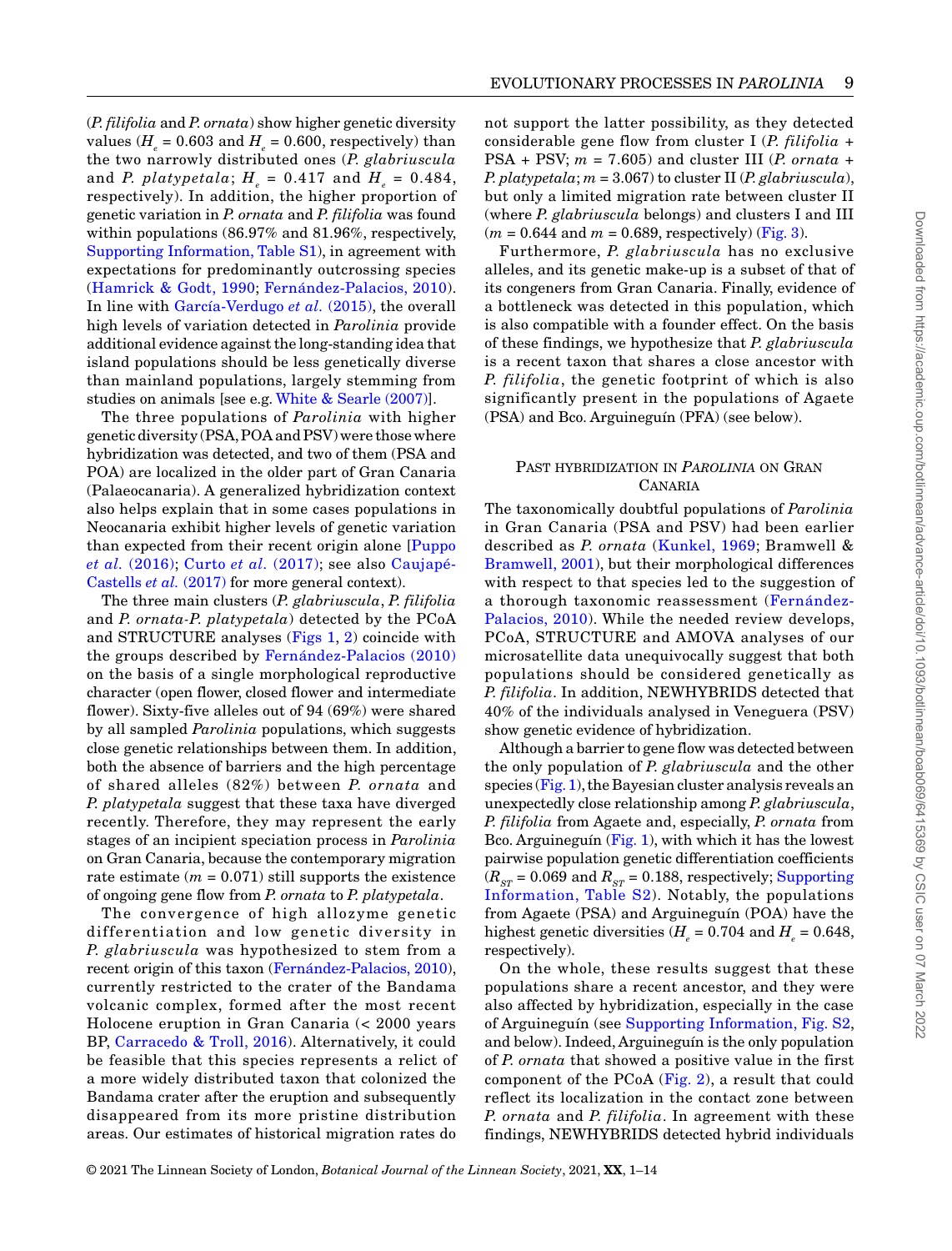(*P. filifolia* and *P. ornata*) show higher genetic diversity values ($H_e$ = 0.603 and $H_e$ = 0.600, respectively) than the two narrowly distributed ones (*P. glabriuscula* and *P. platypetala*; $H_e$ = 0.417 and $H_e$ = 0.484, respectively). In addition, the higher proportion of genetic variation in *P. ornata* and *P. filifolia* was found within populations (86.97% and 81.96%, respectively, Supporting Information, Table S1), in agreement with expectations for predominantly outcrossing species (Hamrick & Godt, 1990; Fernández-Palacios, 2010). In line with García-Verdugo *et al.* (2015), the overall high levels of variation detected in *Parolinia* provide additional evidence against the long-standing idea that island populations should be less genetically diverse than mainland populations, largely stemming from studies on animals [see e.g. White & Searle (2007)].

The three populations of *Parolinia* with higher genetic diversity (PSA, POA and PSV) were those where hybridization was detected, and two of them (PSA and POA) are localized in the older part of Gran Canaria (Palaeocanaria). A generalized hybridization context also helps explain that in some cases populations in Neocanaria exhibit higher levels of genetic variation than expected from their recent origin alone [Puppo *et al.* (2016); Curto *et al.* (2017); see also Caujapé-Castells *et al.* (2017) for more general context).

The three main clusters (*P. glabriuscula*, *P. filifolia* and *P. ornata*-*P. platypetala*) detected by the PCoA and STRUCTURE analyses (Figs 1, 2) coincide with the groups described by Fernández-Palacios (2010) on the basis of a single morphological reproductive character (open flower, closed flower and intermediate flower). Sixty-five alleles out of 94 (69%) were shared by all sampled *Parolinia* populations, which suggests close genetic relationships between them. In addition, both the absence of barriers and the high percentage of shared alleles (82%) between *P. ornata* and *P. platypetala* suggest that these taxa have diverged recently. Therefore, they may represent the early stages of an incipient speciation process in *Parolinia* on Gran Canaria, because the contemporary migration rate estimate ($m$ = 0.071) still supports the existence of ongoing gene flow from *P. ornata* to *P. platypetala*.

The convergence of high allozyme genetic differentiation and low genetic diversity in *P. glabriuscula* was hypothesized to stem from a recent origin of this taxon (Fernández-Palacios, 2010), currently restricted to the crater of the Bandama volcanic complex, formed after the most recent Holocene eruption in Gran Canaria (< 2000 years BP, Carracedo & Troll, 2016). Alternatively, it could be feasible that this species represents a relict of a more widely distributed taxon that colonized the Bandama crater after the eruption and subsequently disappeared from its more pristine distribution areas. Our estimates of historical migration rates do not support the latter possibility, as they detected considerable gene flow from cluster I (*P. filifolia* + PSA + PSV; $m$ = 7.605) and cluster III (*P. ornata* + *P. platypetala*; $m$ = 3.067) to cluster II (*P. glabriuscula*), but only a limited migration rate between cluster II (where *P. glabriuscula* belongs) and clusters I and III ($m$ = 0.644 and $m$ = 0.689, respectively) (Fig. 3).

Furthermore, *P. glabriuscula* has no exclusive alleles, and its genetic make-up is a subset of that of its congeners from Gran Canaria. Finally, evidence of a bottleneck was detected in this population, which is also compatible with a founder effect. On the basis of these findings, we hypothesize that *P. glabriuscula* is a recent taxon that shares a close ancestor with *P. filifolia*, the genetic footprint of which is also significantly present in the populations of Agaete (PSA) and Bco. Arguineguín (PFA) (see below).

## Past hybridization in *Parolinia* on Gran Canaria

The taxonomically doubtful populations of *Parolinia* in Gran Canaria (PSA and PSV) had been earlier described as *P. ornata* (Kunkel, 1969; Bramwell & Bramwell, 2001), but their morphological differences with respect to that species led to the suggestion of a thorough taxonomic reassessment (Fernández-Palacios, 2010). While the needed review develops, PCoA, STRUCTURE and AMOVA analyses of our microsatellite data unequivocally suggest that both populations should be considered genetically as *P. filifolia*. In addition, NEWHYBRIDS detected that 40% of the individuals analysed in Veneguera (PSV) show genetic evidence of hybridization.

Although a barrier to gene flow was detected between the only population of *P. glabriuscula* and the other species (Fig. 1), the Bayesian cluster analysis reveals an unexpectedly close relationship among *P. glabriuscula*, *P. filifolia* from Agaete and, especially, *P. ornata* from Bco. Arguineguín (Fig. 1), with which it has the lowest pairwise population genetic differentiation coefficients ($R_{ST}$ = 0.069 and $R_{ST}$ = 0.188, respectively; Supporting Information, Table S2). Notably, the populations from Agaete (PSA) and Arguineguín (POA) have the highest genetic diversities ($H_e$ = 0.704 and $H_e$ = 0.648, respectively).

On the whole, these results suggest that these populations share a recent ancestor, and they were also affected by hybridization, especially in the case of Arguineguín (see Supporting Information, Fig. S2, and below). Indeed, Arguineguín is the only population of *P. ornata* that showed a positive value in the first component of the PCoA (Fig. 2), a result that could reflect its localization in the contact zone between *P. ornata* and *P. filifolia*. In agreement with these findings, NEWHYBRIDS detected hybrid individuals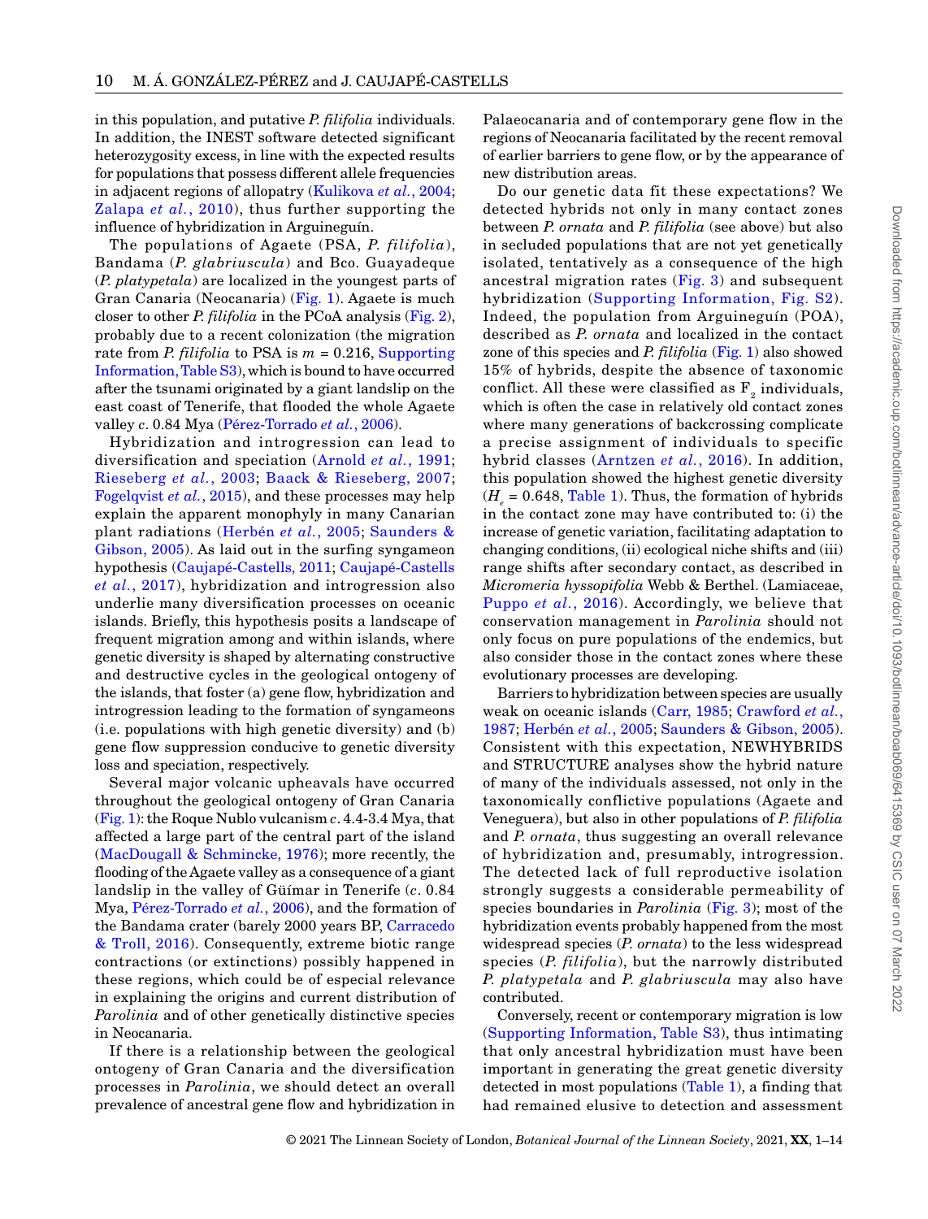in this population, and putative *P. filifolia* individuals. In addition, the INEST software detected significant heterozygosity excess, in line with the expected results for populations that possess different allele frequencies in adjacent regions of allopatry (Kulikova *et al.*, 2004; Zalapa *et al.*, 2010), thus further supporting the influence of hybridization in Arguineguín.

The populations of Agaete (PSA, *P. filifolia*), Bandama (*P. glabriuscula*) and Bco. Guayadeque (*P. platypetala*) are localized in the youngest parts of Gran Canaria (Neocanaria) (Fig. 1). Agaete is much closer to other *P. filifolia* in the PCoA analysis (Fig. 2), probably due to a recent colonization (the migration rate from *P. filifolia* to PSA is $m = 0.216$, Supporting Information, Table S3), which is bound to have occurred after the tsunami originated by a giant landslip on the east coast of Tenerife, that flooded the whole Agaete valley *c*. 0.84 Mya (Pérez-Torrado *et al.*, 2006).

Hybridization and introgression can lead to diversification and speciation (Arnold *et al.*, 1991; Rieseberg *et al.*, 2003; Baack & Rieseberg, 2007; Fogelqvist *et al.*, 2015), and these processes may help explain the apparent monophyly in many Canarian plant radiations (Herbén *et al.*, 2005; Saunders & Gibson, 2005). As laid out in the surfing syngameon hypothesis (Caujapé-Castells, 2011; Caujapé-Castells *et al.*, 2017), hybridization and introgression also underlie many diversification processes on oceanic islands. Briefly, this hypothesis posits a landscape of frequent migration among and within islands, where genetic diversity is shaped by alternating constructive and destructive cycles in the geological ontogeny of the islands, that foster (a) gene flow, hybridization and introgression leading to the formation of syngameons (i.e. populations with high genetic diversity) and (b) gene flow suppression conducive to genetic diversity loss and speciation, respectively.

Several major volcanic upheavals have occurred throughout the geological ontogeny of Gran Canaria (Fig. 1): the Roque Nublo vulcanism *c*. 4.4-3.4 Mya, that affected a large part of the central part of the island (MacDougall & Schmincke, 1976); more recently, the flooding of the Agaete valley as a consequence of a giant landslip in the valley of Güímar in Tenerife (*c*. 0.84 Mya, Pérez-Torrado *et al.*, 2006), and the formation of the Bandama crater (barely 2000 years BP, Carracedo & Troll, 2016). Consequently, extreme biotic range contractions (or extinctions) possibly happened in these regions, which could be of especial relevance in explaining the origins and current distribution of *Parolinia* and of other genetically distinctive species in Neocanaria.

If there is a relationship between the geological ontogeny of Gran Canaria and the diversification processes in *Parolinia*, we should detect an overall prevalence of ancestral gene flow and hybridization in Palaeocanaria and of contemporary gene flow in the regions of Neocanaria facilitated by the recent removal of earlier barriers to gene flow, or by the appearance of new distribution areas.

Do our genetic data fit these expectations? We detected hybrids not only in many contact zones between *P. ornata* and *P. filifolia* (see above) but also in secluded populations that are not yet genetically isolated, tentatively as a consequence of the high ancestral migration rates (Fig. 3) and subsequent hybridization (Supporting Information, Fig. S2). Indeed, the population from Arguineguín (POA), described as *P. ornata* and localized in the contact zone of this species and *P. filifolia* (Fig. 1) also showed 15% of hybrids, despite the absence of taxonomic conflict. All these were classified as $F_2$ individuals, which is often the case in relatively old contact zones where many generations of backcrossing complicate a precise assignment of individuals to specific hybrid classes (Arntzen *et al.*, 2016). In addition, this population showed the highest genetic diversity ($H_e = 0.648$, Table 1). Thus, the formation of hybrids in the contact zone may have contributed to: (i) the increase of genetic variation, facilitating adaptation to changing conditions, (ii) ecological niche shifts and (iii) range shifts after secondary contact, as described in *Micromeria hyssopifolia* Webb & Berthel. (Lamiaceae, Puppo *et al.*, 2016). Accordingly, we believe that conservation management in *Parolinia* should not only focus on pure populations of the endemics, but also consider those in the contact zones where these evolutionary processes are developing.

Barriers to hybridization between species are usually weak on oceanic islands (Carr, 1985; Crawford *et al.*, 1987; Herbén *et al.*, 2005; Saunders & Gibson, 2005). Consistent with this expectation, NEWHYBRIDS and STRUCTURE analyses show the hybrid nature of many of the individuals assessed, not only in the taxonomically conflictive populations (Agaete and Veneguera), but also in other populations of *P. filifolia* and *P. ornata*, thus suggesting an overall relevance of hybridization and, presumably, introgression. The detected lack of full reproductive isolation strongly suggests a considerable permeability of species boundaries in *Parolinia* (Fig. 3); most of the hybridization events probably happened from the most widespread species (*P. ornata*) to the less widespread species (*P. filifolia*), but the narrowly distributed *P. platypetala* and *P. glabriuscula* may also have contributed.

Conversely, recent or contemporary migration is low (Supporting Information, Table S3), thus intimating that only ancestral hybridization must have been important in generating the great genetic diversity detected in most populations (Table 1), a finding that had remained elusive to detection and assessment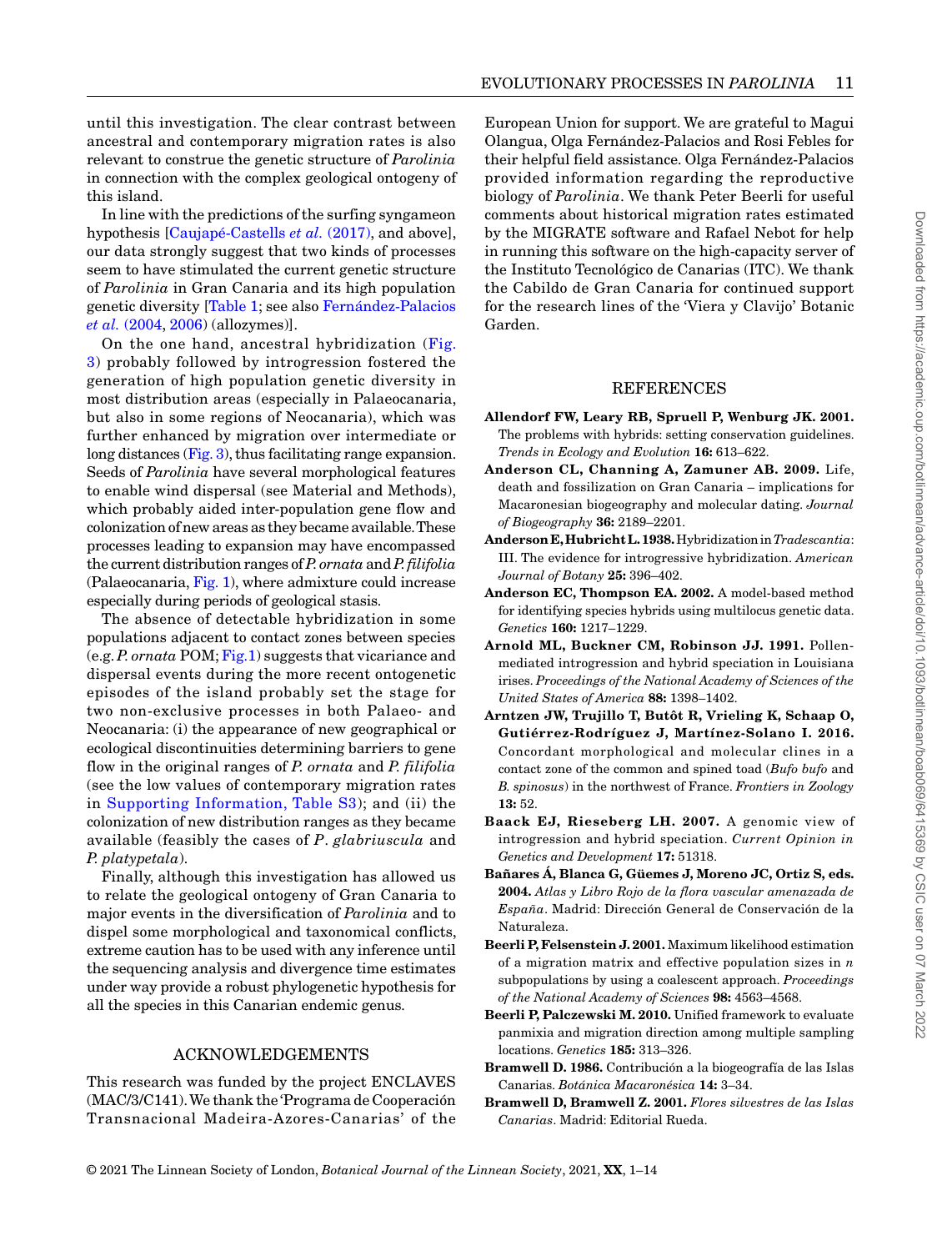until this investigation. The clear contrast between ancestral and contemporary migration rates is also relevant to construe the genetic structure of *Parolinia* in connection with the complex geological ontogeny of this island.

In line with the predictions of the surfing syngameon hypothesis [Caujapé-Castells *et al.* (2017), and above], our data strongly suggest that two kinds of processes seem to have stimulated the current genetic structure of *Parolinia* in Gran Canaria and its high population genetic diversity [Table 1; see also Fernández-Palacios *et al.* (2004, 2006) (allozymes)].

On the one hand, ancestral hybridization (Fig. 3) probably followed by introgression fostered the generation of high population genetic diversity in most distribution areas (especially in Palaeocanaria, but also in some regions of Neocanaria), which was further enhanced by migration over intermediate or long distances (Fig. 3), thus facilitating range expansion. Seeds of *Parolinia* have several morphological features to enable wind dispersal (see Material and Methods), which probably aided inter-population gene flow and colonization of new areas as they became available. These processes leading to expansion may have encompassed the current distribution ranges of *P. ornata* and *P. filifolia* (Palaeocanaria, Fig. 1), where admixture could increase especially during periods of geological stasis.

The absence of detectable hybridization in some populations adjacent to contact zones between species (e.g. *P. ornata* POM; Fig.1) suggests that vicariance and dispersal events during the more recent ontogenetic episodes of the island probably set the stage for two non-exclusive processes in both Palaeo- and Neocanaria: (i) the appearance of new geographical or ecological discontinuities determining barriers to gene flow in the original ranges of *P. ornata* and *P. filifolia* (see the low values of contemporary migration rates in Supporting Information, Table S3); and (ii) the colonization of new distribution ranges as they became available (feasibly the cases of *P. glabriuscula* and *P. platypetala*).

Finally, although this investigation has allowed us to relate the geological ontogeny of Gran Canaria to major events in the diversification of *Parolinia* and to dispel some morphological and taxonomical conflicts, extreme caution has to be used with any inference until the sequencing analysis and divergence time estimates under way provide a robust phylogenetic hypothesis for all the species in this Canarian endemic genus.

## ACKNOWLEDGEMENTS

This research was funded by the project ENCLAVES (MAC/3/C141). We thank the 'Programa de Cooperación Transnacional Madeira-Azores-Canarias' of the European Union for support. We are grateful to Magui Olangua, Olga Fernández-Palacios and Rosi Febles for their helpful field assistance. Olga Fernández-Palacios provided information regarding the reproductive biology of *Parolinia*. We thank Peter Beerli for useful comments about historical migration rates estimated by the MIGRATE software and Rafael Nebot for help in running this software on the high-capacity server of the Instituto Tecnológico de Canarias (ITC). We thank the Cabildo de Gran Canaria for continued support for the research lines of the 'Viera y Clavijo' Botanic Garden.

## REFERENCES

**Allendorf FW, Leary RB, Spruell P, Wenburg JK. 2001.** The problems with hybrids: setting conservation guidelines. *Trends in Ecology and Evolution* **16:** 613–622.

**Anderson CL, Channing A, Zamuner AB. 2009.** Life, death and fossilization on Gran Canaria – implications for Macaronesian biogeography and molecular dating. *Journal of Biogeography* **36:** 2189–2201.

**Anderson E, Hubricht L. 1938.** Hybridization in *Tradescantia*: III. The evidence for introgressive hybridization. *American Journal of Botany* **25:** 396–402.

**Anderson EC, Thompson EA. 2002.** A model-based method for identifying species hybrids using multilocus genetic data. *Genetics* **160:** 1217–1229.

**Arnold ML, Buckner CM, Robinson JJ. 1991.** Pollen-mediated introgression and hybrid speciation in Louisiana irises. *Proceedings of the National Academy of Sciences of the United States of America* **88:** 1398–1402.

**Arntzen JW, Trujillo T, Butôt R, Vrieling K, Schaap O, Gutiérrez-Rodríguez J, Martínez-Solano I. 2016.** Concordant morphological and molecular clines in a contact zone of the common and spined toad (*Bufo bufo* and *B. spinosus*) in the northwest of France. *Frontiers in Zoology* **13:** 52.

**Baack EJ, Rieseberg LH. 2007.** A genomic view of introgression and hybrid speciation. *Current Opinion in Genetics and Development* **17:** 51318.

**Bañares Á, Blanca G, Güemes J, Moreno JC, Ortiz S, eds. 2004.** *Atlas y Libro Rojo de la flora vascular amenazada de España*. Madrid: Dirección General de Conservación de la Naturaleza.

**Beerli P, Felsenstein J. 2001.** Maximum likelihood estimation of a migration matrix and effective population sizes in *n* subpopulations by using a coalescent approach. *Proceedings of the National Academy of Sciences* **98:** 4563–4568.

**Beerli P, Palczewski M. 2010.** Unified framework to evaluate panmixia and migration direction among multiple sampling locations. *Genetics* **185:** 313–326.

**Bramwell D. 1986.** Contribución a la biogeografía de las Islas Canarias. *Botánica Macaronésica* **14:** 3–34.

**Bramwell D, Bramwell Z. 2001.** *Flores silvestres de las Islas Canarias*. Madrid: Editorial Rueda.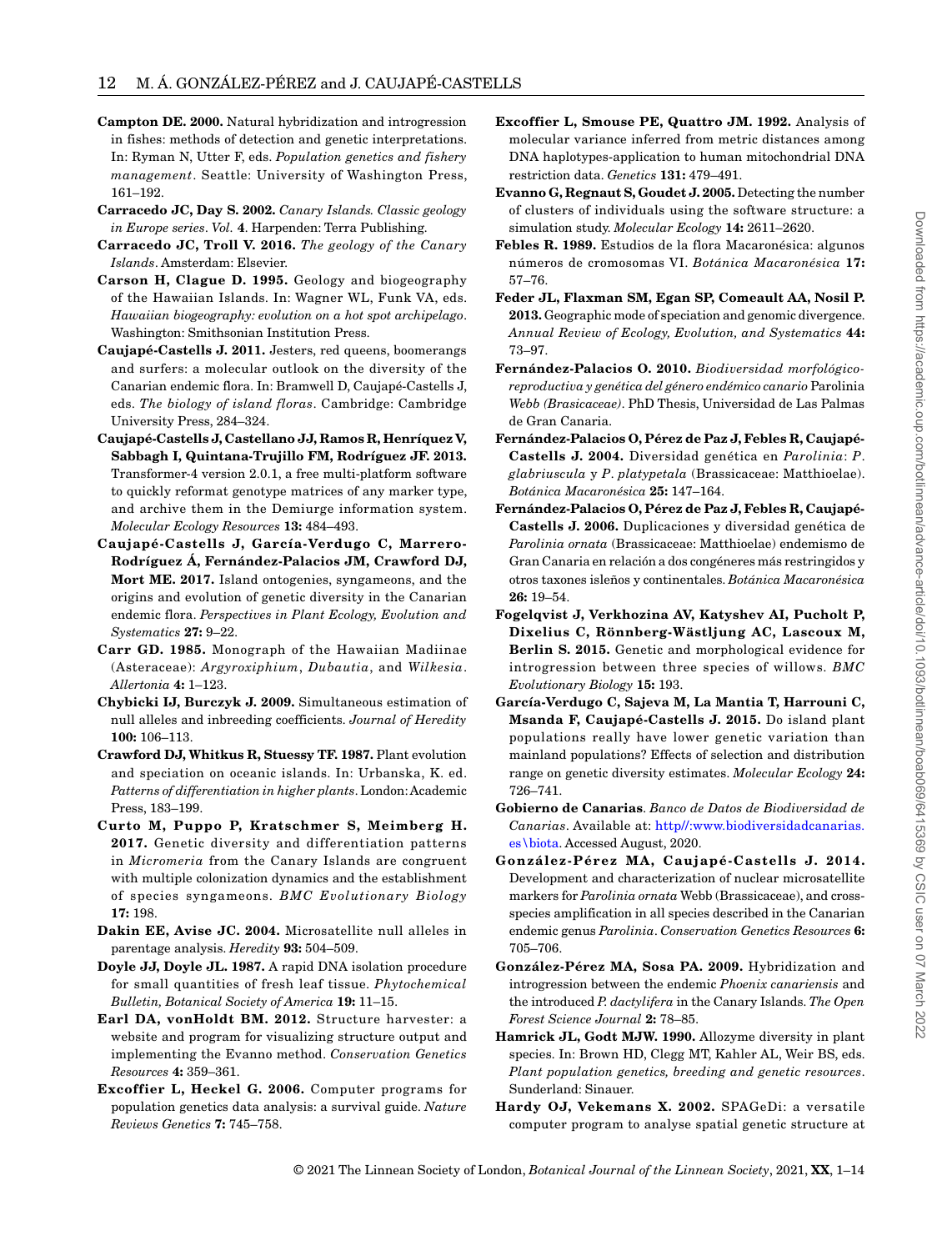**Campton DE. 2000.** Natural hybridization and introgression in fishes: methods of detection and genetic interpretations. In: Ryman N, Utter F, eds. *Population genetics and fishery management*. Seattle: University of Washington Press, 161–192.

**Carracedo JC, Day S. 2002.** *Canary Islands. Classic geology in Europe series*. *Vol.* **4**. Harpenden: Terra Publishing.

**Carracedo JC, Troll V. 2016.** *The geology of the Canary Islands*. Amsterdam: Elsevier.

**Carson H, Clague D. 1995.** Geology and biogeography of the Hawaiian Islands. In: Wagner WL, Funk VA, eds. *Hawaiian biogeography: evolution on a hot spot archipelago*. Washington: Smithsonian Institution Press.

**Caujapé-Castells J. 2011.** Jesters, red queens, boomerangs and surfers: a molecular outlook on the diversity of the Canarian endemic flora. In: Bramwell D, Caujapé-Castells J, eds. *The biology of island floras*. Cambridge: Cambridge University Press, 284–324.

**Caujapé-Castells J, Castellano JJ, Ramos R, Henríquez V, Sabbagh I, Quintana-Trujillo FM, Rodríguez JF. 2013.** Transformer-4 version 2.0.1, a free multi-platform software to quickly reformat genotype matrices of any marker type, and archive them in the Demiurge information system. *Molecular Ecology Resources* **13:** 484–493.

**Caujapé-Castells J, García-Verdugo C, Marrero-Rodríguez Á, Fernández-Palacios JM, Crawford DJ, Mort ME. 2017.** Island ontogenies, syngameons, and the origins and evolution of genetic diversity in the Canarian endemic flora. *Perspectives in Plant Ecology, Evolution and Systematics* **27:** 9–22.

**Carr GD. 1985.** Monograph of the Hawaiian Madiinae (Asteraceae): *Argyroxiphium*, *Dubautia*, and *Wilkesia*. *Allertonia* **4:** 1–123.

**Chybicki IJ, Burczyk J. 2009.** Simultaneous estimation of null alleles and inbreeding coefficients. *Journal of Heredity* **100:** 106–113.

**Crawford DJ, Whitkus R, Stuessy TF. 1987.** Plant evolution and speciation on oceanic islands. In: Urbanska, K. ed. *Patterns of differentiation in higher plants*. London: Academic Press, 183–199.

**Curto M, Puppo P, Kratschmer S, Meimberg H. 2017.** Genetic diversity and differentiation patterns in *Micromeria* from the Canary Islands are congruent with multiple colonization dynamics and the establishment of species syngameons. *BMC Evolutionary Biology* **17:** 198.

**Dakin EE, Avise JC. 2004.** Microsatellite null alleles in parentage analysis. *Heredity* **93:** 504–509.

**Doyle JJ, Doyle JL. 1987.** A rapid DNA isolation procedure for small quantities of fresh leaf tissue. *Phytochemical Bulletin, Botanical Society of America* **19:** 11–15.

**Earl DA, vonHoldt BM. 2012.** Structure harvester: a website and program for visualizing structure output and implementing the Evanno method. *Conservation Genetics Resources* **4:** 359–361.

**Excoffier L, Heckel G. 2006.** Computer programs for population genetics data analysis: a survival guide. *Nature Reviews Genetics* **7:** 745–758.

**Excoffier L, Smouse PE, Quattro JM. 1992.** Analysis of molecular variance inferred from metric distances among DNA haplotypes-application to human mitochondrial DNA restriction data. *Genetics* **131:** 479–491.

**Evanno G, Regnaut S, Goudet J. 2005.** Detecting the number of clusters of individuals using the software structure: a simulation study. *Molecular Ecology* **14:** 2611–2620.

**Febles R. 1989.** Estudios de la flora Macaronésica: algunos números de cromosomas VI. *Botánica Macaronésica* **17:** 57–76.

**Feder JL, Flaxman SM, Egan SP, Comeault AA, Nosil P. 2013.** Geographic mode of speciation and genomic divergence. *Annual Review of Ecology, Evolution, and Systematics* **44:** 73–97.

**Fernández-Palacios O. 2010.** *Biodiversidad morfológico-reproductiva y genética del género endémico canario* Parolinia *Webb (Brasicaceae)*. PhD Thesis, Universidad de Las Palmas de Gran Canaria.

**Fernández-Palacios O, Pérez de Paz J, Febles R, Caujapé-Castells J. 2004.** Diversidad genética en *Parolinia*: *P. glabriuscula* y *P. platypetala* (Brassicaceae: Matthioelae). *Botánica Macaronésica* **25:** 147–164.

**Fernández-Palacios O, Pérez de Paz J, Febles R, Caujapé-Castells J. 2006.** Duplicaciones y diversidad genética de *Parolinia ornata* (Brassicaceae: Matthioelae) endemismo de Gran Canaria en relación a dos congéneres más restringidos y otros taxones isleños y continentales. *Botánica Macaronésica* **26:** 19–54.

**Fogelqvist J, Verkhozina AV, Katyshev AI, Pucholt P, Dixelius C, Rönnberg-Wästljung AC, Lascoux M, Berlin S. 2015.** Genetic and morphological evidence for introgression between three species of willows. *BMC Evolutionary Biology* **15:** 193.

**García-Verdugo C, Sajeva M, La Mantia T, Harrouni C, Msanda F, Caujapé-Castells J. 2015.** Do island plant populations really have lower genetic variation than mainland populations? Effects of selection and distribution range on genetic diversity estimates. *Molecular Ecology* **24:** 726–741.

**Gobierno de Canarias**. *Banco de Datos de Biodiversidad de Canarias*. Available at: http//:www.biodiversidadcanarias.es\biota. Accessed August, 2020.

**González-Pérez MA, Caujapé-Castells J. 2014.** Development and characterization of nuclear microsatellite markers for *Parolinia ornata* Webb (Brassicaceae), and cross-species amplification in all species described in the Canarian endemic genus *Parolinia*. *Conservation Genetics Resources* **6:** 705–706.

**González-Pérez MA, Sosa PA. 2009.** Hybridization and introgression between the endemic *Phoenix canariensis* and the introduced *P. dactylifera* in the Canary Islands. *The Open Forest Science Journal* **2:** 78–85.

**Hamrick JL, Godt MJW. 1990.** Allozyme diversity in plant species. In: Brown HD, Clegg MT, Kahler AL, Weir BS, eds. *Plant population genetics, breeding and genetic resources*. Sunderland: Sinauer.

**Hardy OJ, Vekemans X. 2002.** SPAGeDi: a versatile computer program to analyse spatial genetic structure at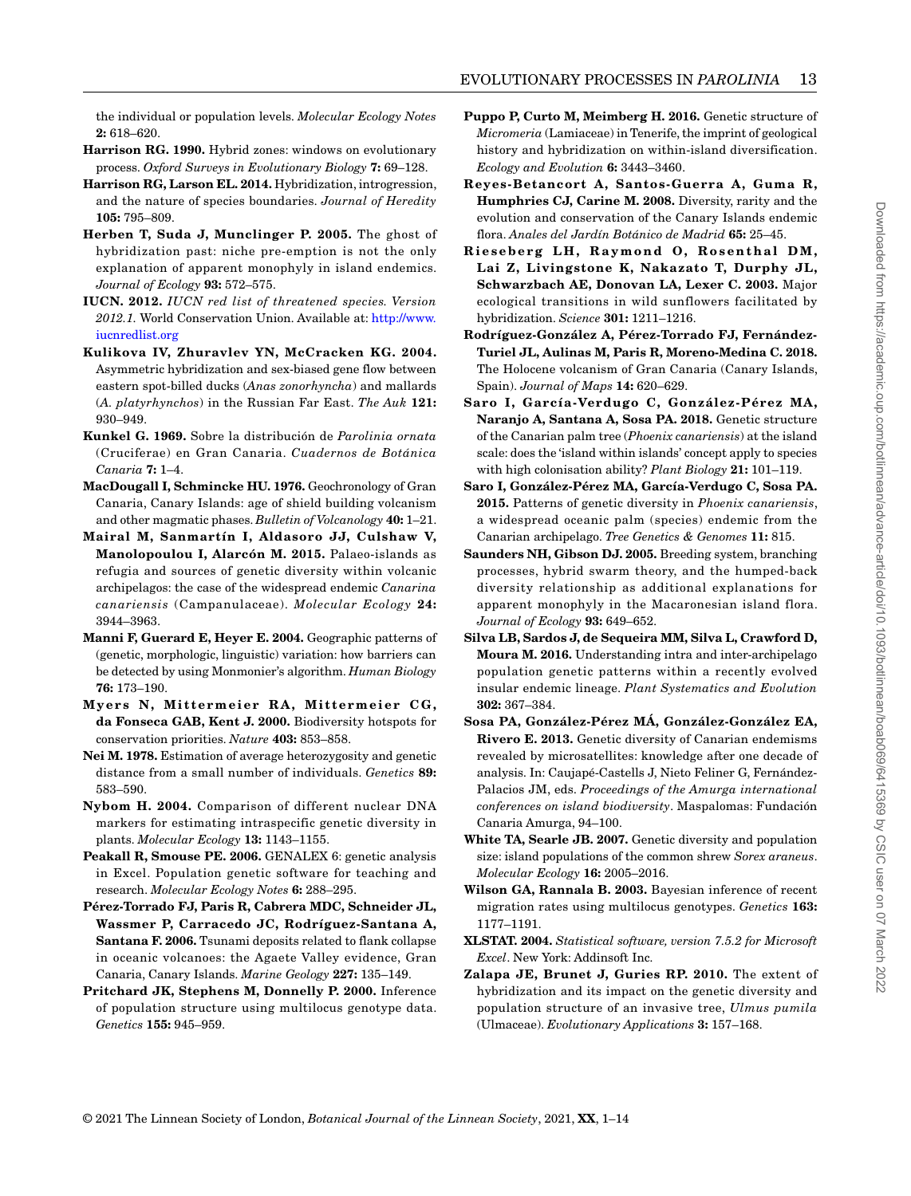the individual or population levels. *Molecular Ecology Notes* **2:** 618–620.

**Harrison RG. 1990.** Hybrid zones: windows on evolutionary process. *Oxford Surveys in Evolutionary Biology* **7:** 69–128.

**Harrison RG, Larson EL. 2014.** Hybridization, introgression, and the nature of species boundaries. *Journal of Heredity* **105:** 795–809.

**Herben T, Suda J, Munclinger P. 2005.** The ghost of hybridization past: niche pre-emption is not the only explanation of apparent monophyly in island endemics. *Journal of Ecology* **93:** 572–575.

**IUCN. 2012.** *IUCN red list of threatened species. Version 2012.1.* World Conservation Union. Available at: http://www.iucnredlist.org

**Kulikova IV, Zhuravlev YN, McCracken KG. 2004.** Asymmetric hybridization and sex-biased gene flow between eastern spot-billed ducks (*Anas zonorhyncha*) and mallards (*A. platyrhynchos*) in the Russian Far East. *The Auk* **121:** 930–949.

**Kunkel G. 1969.** Sobre la distribución de *Parolinia ornata* (Cruciferae) en Gran Canaria. *Cuadernos de Botánica Canaria* **7:** 1–4.

**MacDougall I, Schmincke HU. 1976.** Geochronology of Gran Canaria, Canary Islands: age of shield building volcanism and other magmatic phases. *Bulletin of Volcanology* **40:** 1–21.

**Mairal M, Sanmartín I, Aldasoro JJ, Culshaw V, Manolopoulou I, Alarcón M. 2015.** Palaeo-islands as refugia and sources of genetic diversity within volcanic archipelagos: the case of the widespread endemic *Canarina canariensis* (Campanulaceae). *Molecular Ecology* **24:** 3944–3963.

**Manni F, Guerard E, Heyer E. 2004.** Geographic patterns of (genetic, morphologic, linguistic) variation: how barriers can be detected by using Monmonier's algorithm. *Human Biology* **76:** 173–190.

**Myers N, Mittermeier RA, Mittermeier CG, da Fonseca GAB, Kent J. 2000.** Biodiversity hotspots for conservation priorities. *Nature* **403:** 853–858.

**Nei M. 1978.** Estimation of average heterozygosity and genetic distance from a small number of individuals. *Genetics* **89:** 583–590.

**Nybom H. 2004.** Comparison of different nuclear DNA markers for estimating intraspecific genetic diversity in plants. *Molecular Ecology* **13:** 1143–1155.

**Peakall R, Smouse PE. 2006.** GENALEX 6: genetic analysis in Excel. Population genetic software for teaching and research. *Molecular Ecology Notes* **6:** 288–295.

**Pérez-Torrado FJ, Paris R, Cabrera MDC, Schneider JL, Wassmer P, Carracedo JC, Rodríguez-Santana A, Santana F. 2006.** Tsunami deposits related to flank collapse in oceanic volcanoes: the Agaete Valley evidence, Gran Canaria, Canary Islands. *Marine Geology* **227:** 135–149.

**Pritchard JK, Stephens M, Donnelly P. 2000.** Inference of population structure using multilocus genotype data. *Genetics* **155:** 945–959.

**Puppo P, Curto M, Meimberg H. 2016.** Genetic structure of *Micromeria* (Lamiaceae) in Tenerife, the imprint of geological history and hybridization on within-island diversification. *Ecology and Evolution* **6:** 3443–3460.

**Reyes-Betancort A, Santos-Guerra A, Guma R, Humphries CJ, Carine M. 2008.** Diversity, rarity and the evolution and conservation of the Canary Islands endemic flora. *Anales del Jardín Botánico de Madrid* **65:** 25–45.

**Rieseberg LH, Raymond O, Rosenthal DM, Lai Z, Livingstone K, Nakazato T, Durphy JL, Schwarzbach AE, Donovan LA, Lexer C. 2003.** Major ecological transitions in wild sunflowers facilitated by hybridization. *Science* **301:** 1211–1216.

**Rodríguez-González A, Pérez-Torrado FJ, Fernández-Turiel JL, Aulinas M, Paris R, Moreno-Medina C. 2018.** The Holocene volcanism of Gran Canaria (Canary Islands, Spain). *Journal of Maps* **14:** 620–629.

**Saro I, García-Verdugo C, González-Pérez MA, Naranjo A, Santana A, Sosa PA. 2018.** Genetic structure of the Canarian palm tree (*Phoenix canariensis*) at the island scale: does the 'island within islands' concept apply to species with high colonisation ability? *Plant Biology* **21:** 101–119.

**Saro I, González-Pérez MA, García-Verdugo C, Sosa PA. 2015.** Patterns of genetic diversity in *Phoenix canariensis*, a widespread oceanic palm (species) endemic from the Canarian archipelago. *Tree Genetics & Genomes* **11:** 815.

**Saunders NH, Gibson DJ. 2005.** Breeding system, branching processes, hybrid swarm theory, and the humped-back diversity relationship as additional explanations for apparent monophyly in the Macaronesian island flora. *Journal of Ecology* **93:** 649–652.

**Silva LB, Sardos J, de Sequeira MM, Silva L, Crawford D, Moura M. 2016.** Understanding intra and inter-archipelago population genetic patterns within a recently evolved insular endemic lineage. *Plant Systematics and Evolution* **302:** 367–384.

**Sosa PA, González-Pérez MÁ, González-González EA, Rivero E. 2013.** Genetic diversity of Canarian endemisms revealed by microsatellites: knowledge after one decade of analysis. In: Caujapé-Castells J, Nieto Feliner G, Fernández-Palacios JM, eds. *Proceedings of the Amurga international conferences on island biodiversity*. Maspalomas: Fundación Canaria Amurga, 94–100.

**White TA, Searle JB. 2007.** Genetic diversity and population size: island populations of the common shrew *Sorex araneus*. *Molecular Ecology* **16:** 2005–2016.

**Wilson GA, Rannala B. 2003.** Bayesian inference of recent migration rates using multilocus genotypes. *Genetics* **163:** 1177–1191.

**XLSTAT. 2004.** *Statistical software, version 7.5.2 for Microsoft Excel*. New York: Addinsoft Inc.

**Zalapa JE, Brunet J, Guries RP. 2010.** The extent of hybridization and its impact on the genetic diversity and population structure of an invasive tree, *Ulmus pumila* (Ulmaceae). *Evolutionary Applications* **3:** 157–168.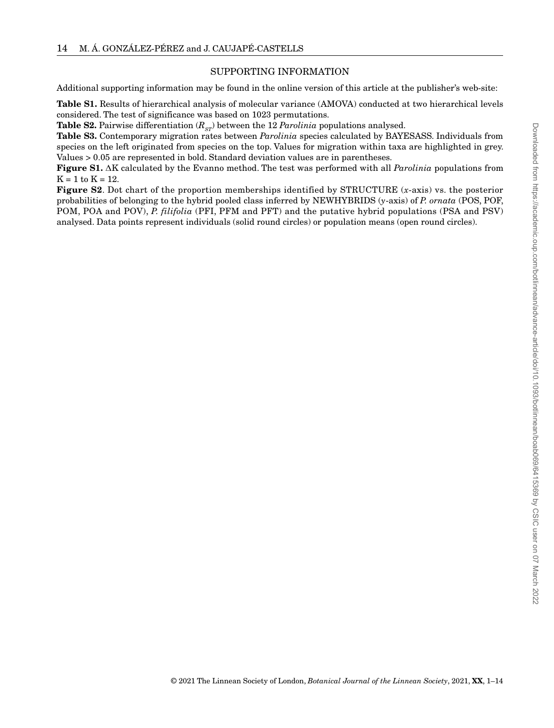## SUPPORTING INFORMATION

Additional supporting information may be found in the online version of this article at the publisher's web-site:

**Table S1.** Results of hierarchical analysis of molecular variance (AMOVA) conducted at two hierarchical levels considered. The test of significance was based on 1023 permutations.

**Table S2.** Pairwise differentiation ($R_{ST}$) between the 12 *Parolinia* populations analysed.

**Table S3.** Contemporary migration rates between *Parolinia* species calculated by BAYESASS. Individuals from species on the left originated from species on the top. Values for migration within taxa are highlighted in grey. Values > 0.05 are represented in bold. Standard deviation values are in parentheses.

**Figure S1.** ΔK calculated by the Evanno method. The test was performed with all *Parolinia* populations from K = 1 to K = 12.

**Figure S2**. Dot chart of the proportion memberships identified by STRUCTURE (*x*-axis) vs. the posterior probabilities of belonging to the hybrid pooled class inferred by NEWHYBRIDS (*y*-axis) of *P. ornata* (POS, POF, POM, POA and POV), *P. filifolia* (PFI, PFM and PFT) and the putative hybrid populations (PSA and PSV) analysed. Data points represent individuals (solid round circles) or population means (open round circles).